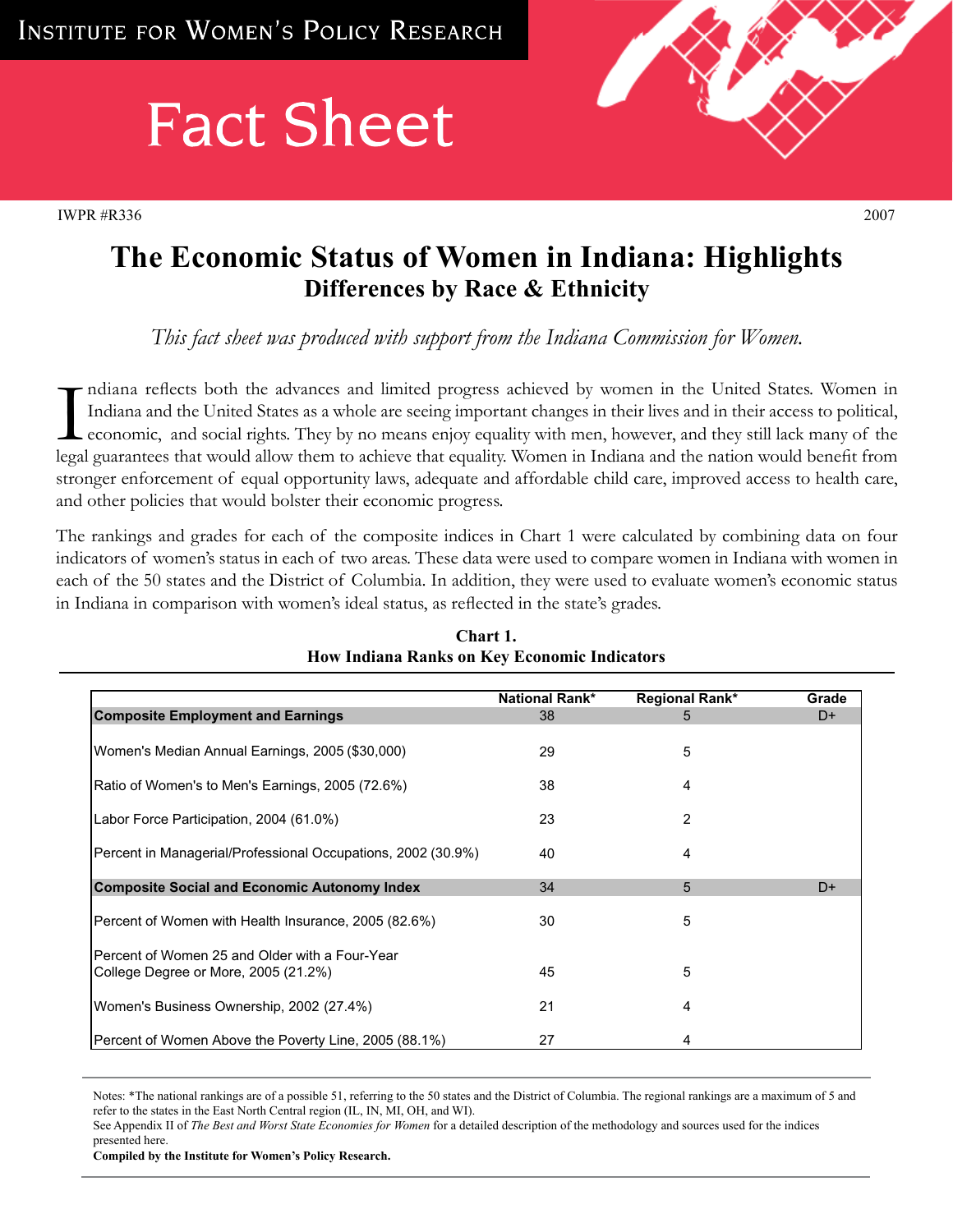Institute for Women's Policy Research

# Fact Sheet

IWPR #R336 2007

# The Economic Status of Women in Indiana: Highlights

## Differences by Race & Ethnicity

*This fact sheet was produced with support from the Indiana Commission for Women.*

Indiana reflects both the advances and limited progress achieved by women in the United States. Women in Indiana and the United States as a whole are seeing important changes in their lives and in their access to political, economic, and social rights. They by no means enjoy equality with men, however, and they still lack many of the legal guarantees that would allow them to achieve that equality. Women in Indiana and the nation would benefit from stronger enforcement of equal opportunity laws, adequate and affordable child care, improved access to health care, and other policies that would bolster their economic progress.

The rankings and grades for each of the composite indices in Chart 1 were calculated by combining data on four indicators of women's status in each of two areas. These data were used to compare women in Indiana with women in each of the 50 states and the District of Columbia. In addition, they were used to evaluate women's economic status in Indiana in comparison with women's ideal status, as reflected in the state's grades.

**Chart 1.**
**How Indiana Ranks on Key Economic Indicators**

| | National Rank* | Regional Rank* | Grade |
|---|---|---|---|
| **Composite Employment and Earnings** | 38 | 5 | D+ |
| Women's Median Annual Earnings, 2005 ($30,000) | 29 | 5 | |
| Ratio of Women's to Men's Earnings, 2005 (72.6%) | 38 | 4 | |
| Labor Force Participation, 2004 (61.0%) | 23 | 2 | |
| Percent in Managerial/Professional Occupations, 2002 (30.9%) | 40 | 4 | |
| **Composite Social and Economic Autonomy Index** | 34 | 5 | D+ |
| Percent of Women with Health Insurance, 2005 (82.6%) | 30 | 5 | |
| Percent of Women 25 and Older with a Four-Year College Degree or More, 2005 (21.2%) | 45 | 5 | |
| Women's Business Ownership, 2002 (27.4%) | 21 | 4 | |
| Percent of Women Above the Poverty Line, 2005 (88.1%) | 27 | 4 | |

Notes: *The national rankings are of a possible 51, referring to the 50 states and the District of Columbia. The regional rankings are a maximum of 5 and refer to the states in the East North Central region (IL, IN, MI, OH, and WI).
See Appendix II of *The Best and Worst State Economies for Women* for a detailed description of the methodology and sources used for the indices presented here.
**Compiled by the Institute for Women's Policy Research.**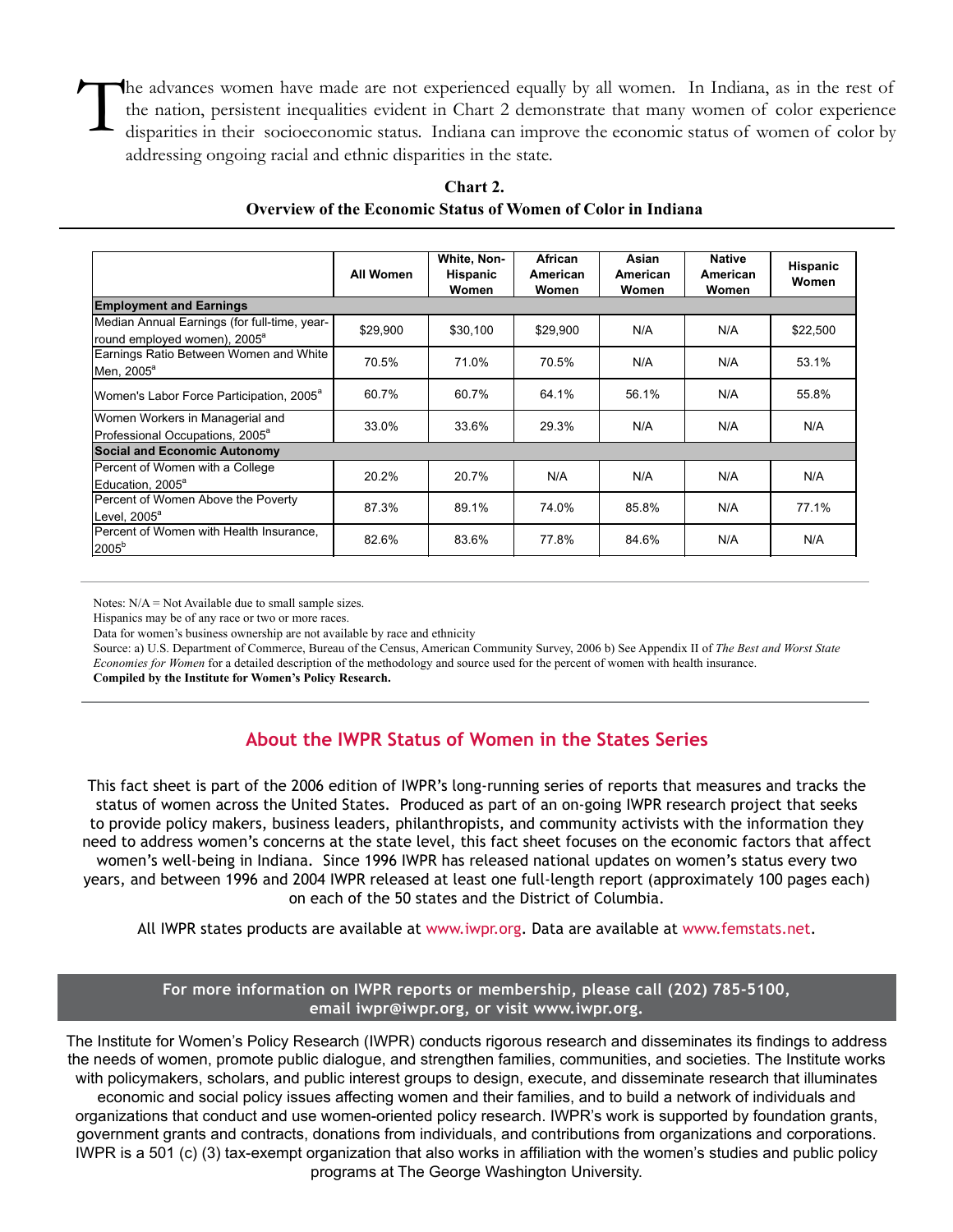The advances women have made are not experienced equally by all women. In Indiana, as in the rest of the nation, persistent inequalities evident in Chart 2 demonstrate that many women of color experience disparities in their socioeconomic status. Indiana can improve the economic status of women of color by addressing ongoing racial and ethnic disparities in the state.

**Chart 2.**
**Overview of the Economic Status of Women of Color in Indiana**

| | All Women | White, Non-Hispanic Women | African American Women | Asian American Women | Native American Women | Hispanic Women |
|---|---|---|---|---|---|---|
| **Employment and Earnings** | | | | | | |
| Median Annual Earnings (for full-time, year-round employed women), 2005[a] | $29,900 | $30,100 | $29,900 | N/A | N/A | $22,500 |
| Earnings Ratio Between Women and White Men, 2005[a] | 70.5% | 71.0% | 70.5% | N/A | N/A | 53.1% |
| Women's Labor Force Participation, 2005[a] | 60.7% | 60.7% | 64.1% | 56.1% | N/A | 55.8% |
| Women Workers in Managerial and Professional Occupations, 2005[a] | 33.0% | 33.6% | 29.3% | N/A | N/A | N/A |
| **Social and Economic Autonomy** | | | | | | |
| Percent of Women with a College Education, 2005[a] | 20.2% | 20.7% | N/A | N/A | N/A | N/A |
| Percent of Women Above the Poverty Level, 2005[a] | 87.3% | 89.1% | 74.0% | 85.8% | N/A | 77.1% |
| Percent of Women with Health Insurance, 2005[b] | 82.6% | 83.6% | 77.8% | 84.6% | N/A | N/A |

Notes: N/A = Not Available due to small sample sizes.

Hispanics may be of any race or two or more races.

Data for women's business ownership are not available by race and ethnicity

Source: a) U.S. Department of Commerce, Bureau of the Census, American Community Survey, 2006 b) See Appendix II of *The Best and Worst State Economies for Women* for a detailed description of the methodology and source used for the percent of women with health insurance.

**Compiled by the Institute for Women's Policy Research.**

## About the IWPR Status of Women in the States Series

This fact sheet is part of the 2006 edition of IWPR's long-running series of reports that measures and tracks the status of women across the United States. Produced as part of an on-going IWPR research project that seeks to provide policy makers, business leaders, philanthropists, and community activists with the information they need to address women's concerns at the state level, this fact sheet focuses on the economic factors that affect women's well-being in Indiana. Since 1996 IWPR has released national updates on women's status every two years, and between 1996 and 2004 IWPR released at least one full-length report (approximately 100 pages each) on each of the 50 states and the District of Columbia.

All IWPR states products are available at www.iwpr.org. Data are available at www.femstats.net.

**For more information on IWPR reports or membership, please call (202) 785-5100, email iwpr@iwpr.org, or visit www.iwpr.org.**

The Institute for Women's Policy Research (IWPR) conducts rigorous research and disseminates its findings to address the needs of women, promote public dialogue, and strengthen families, communities, and societies. The Institute works with policymakers, scholars, and public interest groups to design, execute, and disseminate research that illuminates economic and social policy issues affecting women and their families, and to build a network of individuals and organizations that conduct and use women-oriented policy research. IWPR's work is supported by foundation grants, government grants and contracts, donations from individuals, and contributions from organizations and corporations. IWPR is a 501 (c) (3) tax-exempt organization that also works in affiliation with the women's studies and public policy programs at The George Washington University.